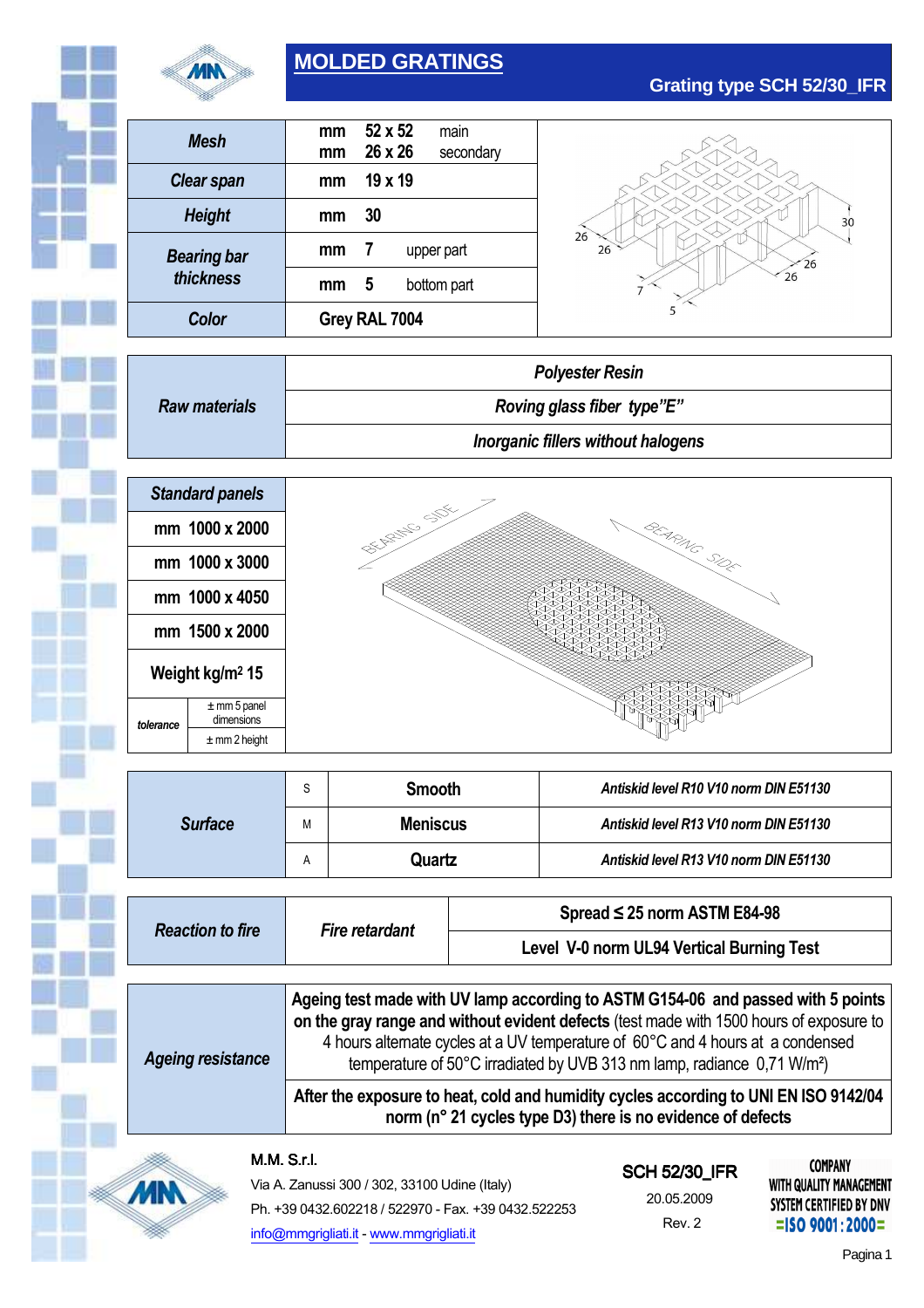# MOLDED GRATINGS

## Grating type SCH 52/30_IFR

| | | |
|---|---|---|
| **Mesh** | mm 52 x 52 main<br>mm 26 x 26 secondary | |
| **Clear span** | mm 19 x 19 | |
| **Height** | mm 30 | |
| **Bearing bar thickness** | mm 7 upper part | |
| | mm 5 bottom part | |
| **Color** | Grey RAL 7004 | |

| | |
|---|---|
| **Raw materials** | *Polyester Resin* |
| | *Roving glass fiber type"E"* |
| | *Inorganic fillers without halogens* |

| *Standard panels* | |
|---|---|
| mm 1000 x 2000 | |
| mm 1000 x 3000 | |
| mm 1000 x 4050 | |
| mm 1500 x 2000 | |
| Weight kg/m² 15 | |
| tolerance | ± mm 5 panel dimensions |
| | ± mm 2 height |

| | | | |
|---|---|---|---|
| **Surface** | S | Smooth | *Antiskid level R10 V10 norm DIN E51130* |
| | M | Meniscus | *Antiskid level R13 V10 norm DIN E51130* |
| | A | Quartz | *Antiskid level R13 V10 norm DIN E51130* |

| | | |
|---|---|---|
| **Reaction to fire** | *Fire retardant* | Spread ≤ 25 norm ASTM E84-98 |
| | | Level V-0 norm UL94 Vertical Burning Test |

| | |
|---|---|
| **Ageing resistance** | **Ageing test made with UV lamp according to ASTM G154-06 and passed with 5 points on the gray range and without evident defects** (test made with 1500 hours of exposure to 4 hours alternate cycles at a UV temperature of 60°C and 4 hours at a condensed temperature of 50°C irradiated by UVB 313 nm lamp, radiance 0,71 W/m²) |
| | **After the exposure to heat, cold and humidity cycles according to UNI EN ISO 9142/04 norm (n° 21 cycles type D3) there is no evidence of defects** |

M.M. S.r.l.
Via A. Zanussi 300 / 302, 33100 Udine (Italy)
Ph. +39 0432.602218 / 522970 - Fax. +39 0432.522253
info@mmgrigliati.it - www.mmgrigliati.it

SCH 52/30_IFR
20.05.2009
Rev. 2

COMPANY WITH QUALITY MANAGEMENT SYSTEM CERTIFIED BY DNV =ISO 9001:2000=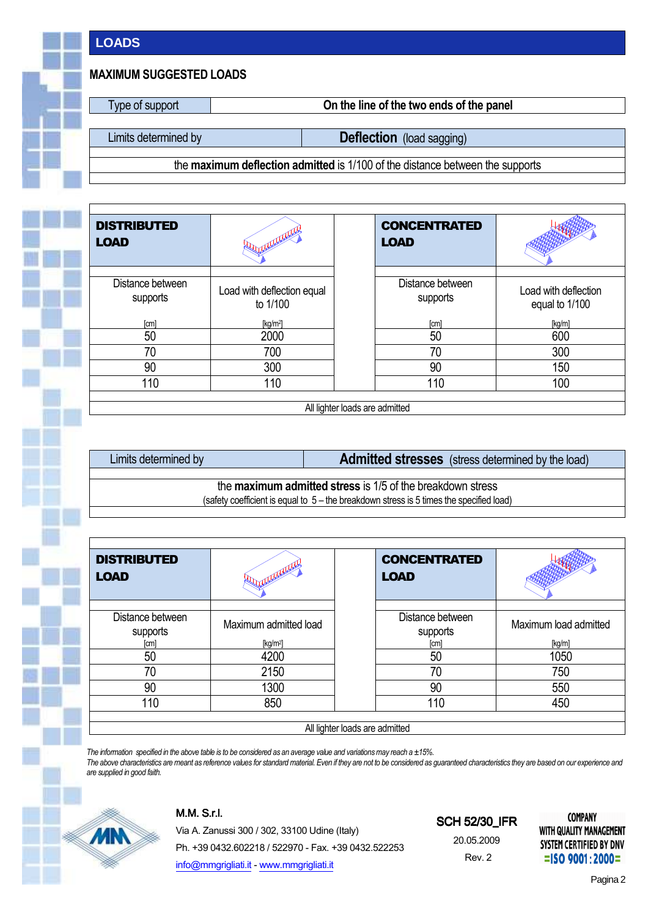## LOADS

### MAXIMUM SUGGESTED LOADS

| Type of support | On the line of the two ends of the panel |
|---|---|

| Limits determined by | **Deflection** (load sagging) |
|---|---|

the **maximum deflection admitted** is 1/100 of the distance between the supports

| DISTRIBUTED LOAD | | CONCENTRATED LOAD | |
|---|---|---|---|
| Distance between supports [cm] | Load with deflection equal to 1/100 [kg/m²] | Distance between supports [cm] | Load with deflection equal to 1/100 [kg/m] |
| 50 | 2000 | 50 | 600 |
| 70 | 700 | 70 | 300 |
| 90 | 300 | 90 | 150 |
| 110 | 110 | 110 | 100 |

All lighter loads are admitted

| Limits determined by | **Admitted stresses** (stress determined by the load) |
|---|---|

the **maximum admitted stress** is 1/5 of the breakdown stress
(safety coefficient is equal to 5 – the breakdown stress is 5 times the specified load)

| DISTRIBUTED LOAD | | CONCENTRATED LOAD | |
|---|---|---|---|
| Distance between supports [cm] | Maximum admitted load [kg/m²] | Distance between supports [cm] | Maximum load admitted [kg/m] |
| 50 | 4200 | 50 | 1050 |
| 70 | 2150 | 70 | 750 |
| 90 | 1300 | 90 | 550 |
| 110 | 850 | 110 | 450 |

All lighter loads are admitted

*The information specified in the above table is to be considered as an average value and variations may reach a ±15%.*
*The above characteristics are meant as reference values for standard material. Even if they are not to be considered as guaranteed characteristics they are based on our experience and are supplied in good faith.*

**M.M. S.r.l.**
Via A. Zanussi 300 / 302, 33100 Udine (Italy)
Ph. +39 0432.602218 / 522970 - Fax. +39 0432.522253
info@mmgrigliati.it - www.mmgrigliati.it

**SCH 52/30_IFR**
20.05.2009
Rev. 2

COMPANY WITH QUALITY MANAGEMENT SYSTEM CERTIFIED BY DNV
=ISO 9001:2000=